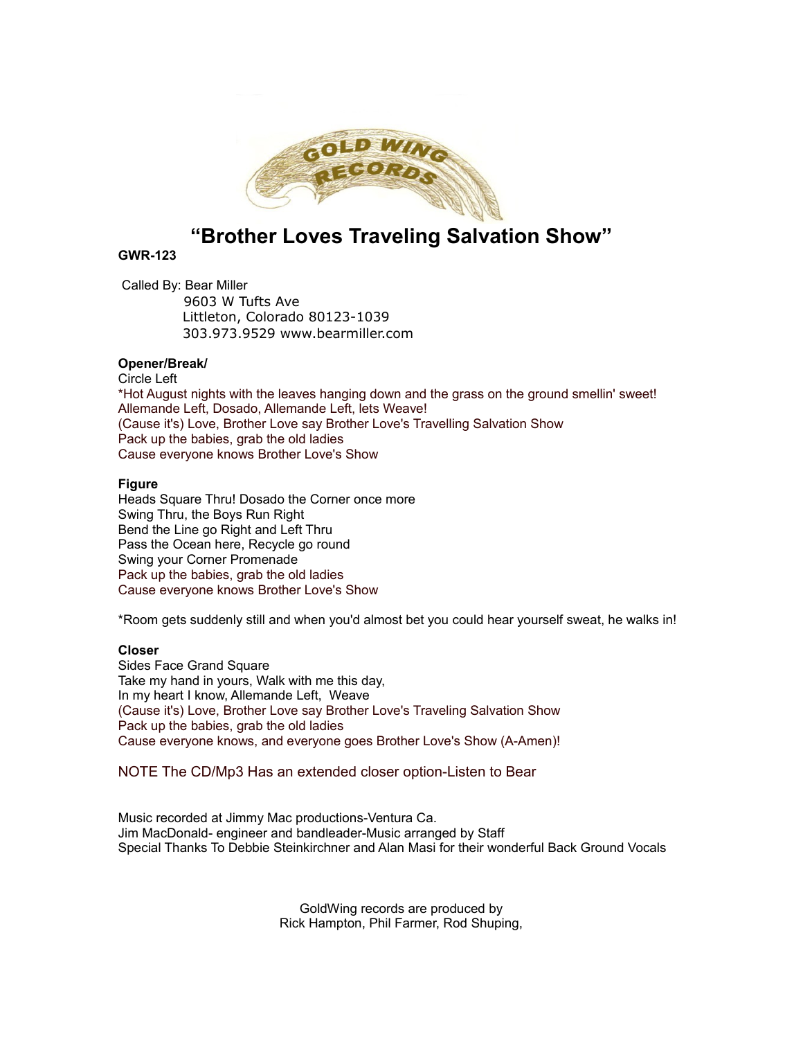# "Brother Loves Traveling Salvation Show"

**GWR-123**

Called By: Bear Miller
9603 W Tufts Ave
Littleton, Colorado 80123-1039
303.973.9529 www.bearmiller.com

**Opener/Break/**

Circle Left
*Hot August nights with the leaves hanging down and the grass on the ground smellin' sweet!
Allemande Left, Dosado, Allemande Left, lets Weave!
(Cause it's) Love, Brother Love say Brother Love's Travelling Salvation Show
Pack up the babies, grab the old ladies
Cause everyone knows Brother Love's Show

**Figure**

Heads Square Thru! Dosado the Corner once more
Swing Thru, the Boys Run Right
Bend the Line go Right and Left Thru
Pass the Ocean here, Recycle go round
Swing your Corner Promenade
Pack up the babies, grab the old ladies
Cause everyone knows Brother Love's Show

*Room gets suddenly still and when you'd almost bet you could hear yourself sweat, he walks in!

**Closer**

Sides Face Grand Square
Take my hand in yours, Walk with me this day,
In my heart I know, Allemande Left, Weave
(Cause it's) Love, Brother Love say Brother Love's Traveling Salvation Show
Pack up the babies, grab the old ladies
Cause everyone knows, and everyone goes Brother Love's Show (A-Amen)!

NOTE The CD/Mp3 Has an extended closer option-Listen to Bear

Music recorded at Jimmy Mac productions-Ventura Ca.
Jim MacDonald- engineer and bandleader-Music arranged by Staff
Special Thanks To Debbie Steinkirchner and Alan Masi for their wonderful Back Ground Vocals

GoldWing records are produced by
Rick Hampton, Phil Farmer, Rod Shuping,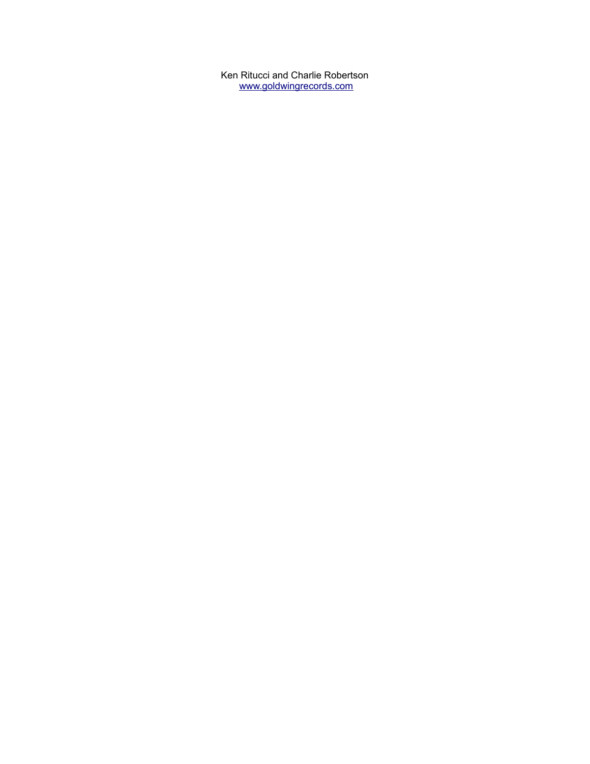Ken Ritucci and Charlie Robertson
[www.goldwingrecords.com](http://www.goldwingrecords.com)